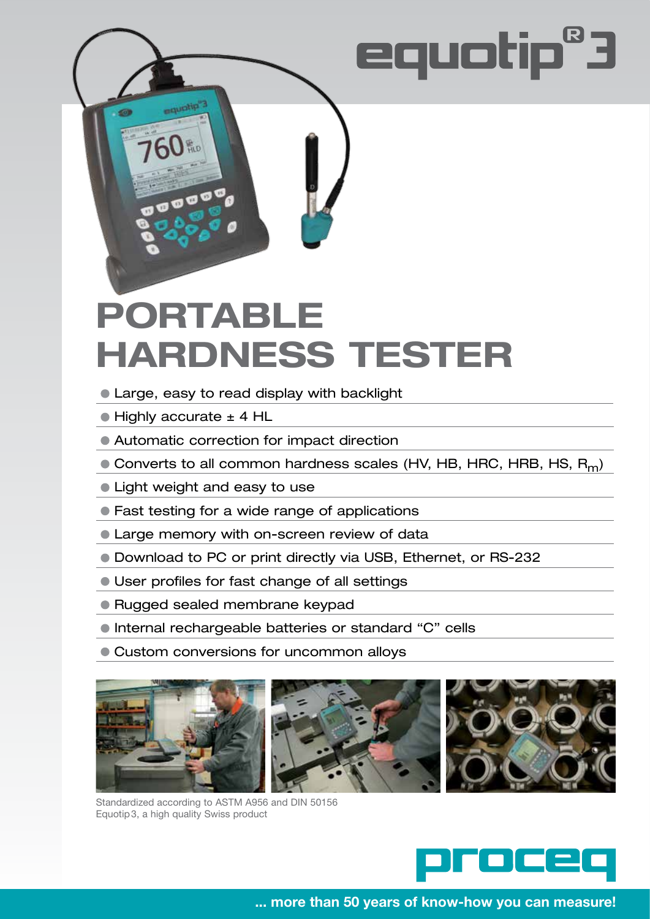equotip® 3

# PORTABLE HARDNESS TESTER

- Large, easy to read display with backlight
- Highly accurate ± 4 HL
- Automatic correction for impact direction
- Converts to all common hardness scales (HV, HB, HRC, HRB, HS, $R_m$)
- Light weight and easy to use
- Fast testing for a wide range of applications
- Large memory with on-screen review of data
- Download to PC or print directly via USB, Ethernet, or RS-232
- User profiles for fast change of all settings
- Rugged sealed membrane keypad
- Internal rechargeable batteries or standard "C" cells
- Custom conversions for uncommon alloys

Standardized according to ASTM A956 and DIN 50156
Equotip3, a high quality Swiss product

proceq

... more than 50 years of know-how you can measure!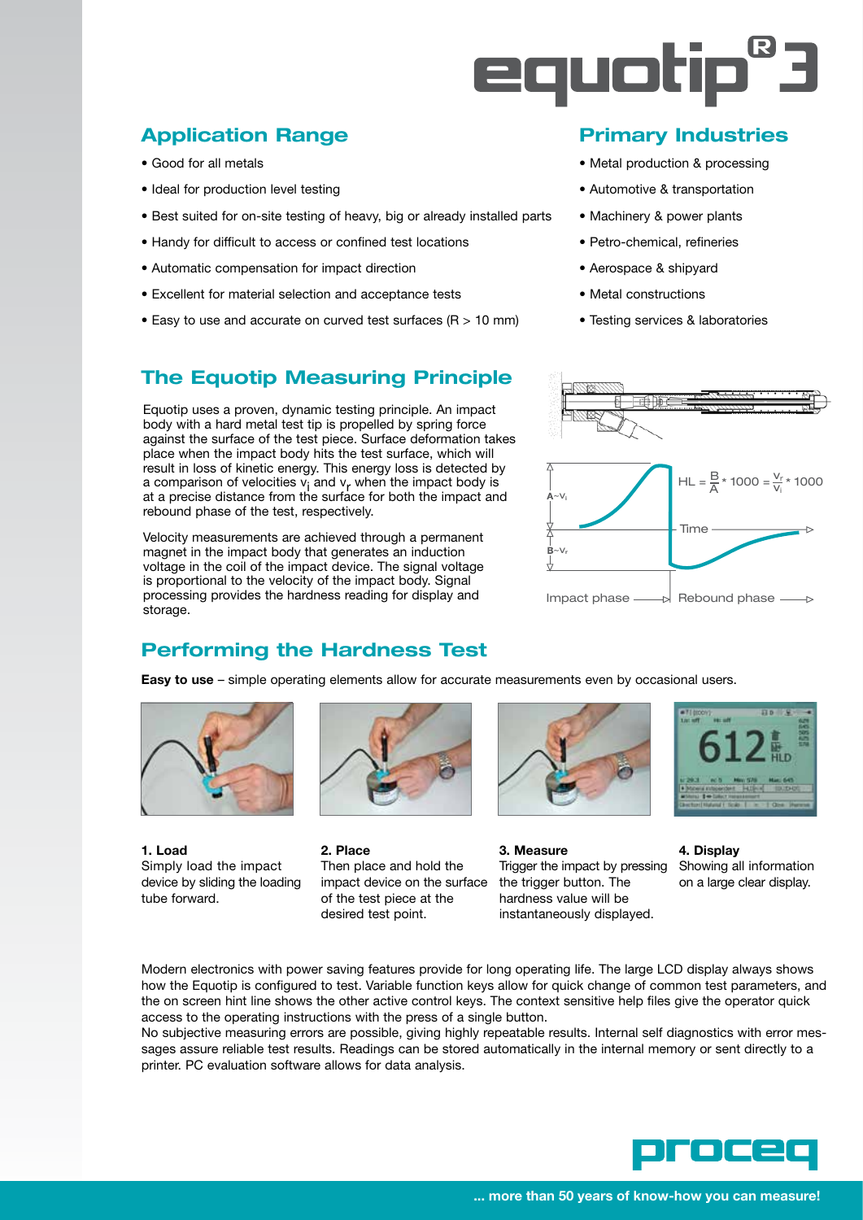# equotip® 3

## Application Range

- Good for all metals
- Ideal for production level testing
- Best suited for on-site testing of heavy, big or already installed parts
- Handy for difficult to access or confined test locations
- Automatic compensation for impact direction
- Excellent for material selection and acceptance tests
- Easy to use and accurate on curved test surfaces (R > 10 mm)

## Primary Industries

- Metal production & processing
- Automotive & transportation
- Machinery & power plants
- Petro-chemical, refineries
- Aerospace & shipyard
- Metal constructions
- Testing services & laboratories

## The Equotip Measuring Principle

Equotip uses a proven, dynamic testing principle. An impact body with a hard metal test tip is propelled by spring force against the surface of the test piece. Surface deformation takes place when the impact body hits the test surface, which will result in loss of kinetic energy. This energy loss is detected by a comparison of velocities $v_i$ and $v_r$ when the impact body is at a precise distance from the surface for both the impact and rebound phase of the test, respectively.

Velocity measurements are achieved through a permanent magnet in the impact body that generates an induction voltage in the coil of the impact device. The signal voltage is proportional to the velocity of the impact body. Signal processing provides the hardness reading for display and storage.

$$HL = \frac{B}{A} * 1000 = \frac{v_r}{v_i} * 1000$$

A~$v_i$ — B~$v_r$ — Time — Impact phase — Rebound phase

## Performing the Hardness Test

**Easy to use** – simple operating elements allow for accurate measurements even by occasional users.

**1. Load**
Simply load the impact device by sliding the loading tube forward.

**2. Place**
Then place and hold the impact device on the surface of the test piece at the desired test point.

**3. Measure**
Trigger the impact by pressing the trigger button. The hardness value will be instantaneously displayed.

**4. Display**
Showing all information on a large clear display.

Modern electronics with power saving features provide for long operating life. The large LCD display always shows how the Equotip is configured to test. Variable function keys allow for quick change of common test parameters, and the on screen hint line shows the other active control keys. The context sensitive help files give the operator quick access to the operating instructions with the press of a single button.
No subjective measuring errors are possible, giving highly repeatable results. Internal self diagnostics with error messages assure reliable test results. Readings can be stored automatically in the internal memory or sent directly to a printer. PC evaluation software allows for data analysis.

proceq

... more than 50 years of know-how you can measure!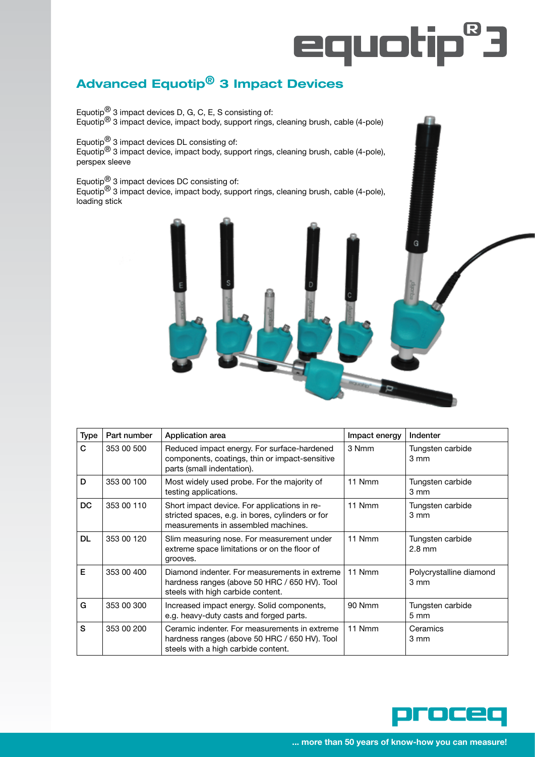# equotip® 3

## Advanced Equotip® 3 Impact Devices

Equotip® 3 impact devices D, G, C, E, S consisting of:
Equotip® 3 impact device, impact body, support rings, cleaning brush, cable (4-pole)

Equotip® 3 impact devices DL consisting of:
Equotip® 3 impact device, impact body, support rings, cleaning brush, cable (4-pole), perspex sleeve

Equotip® 3 impact devices DC consisting of:
Equotip® 3 impact device, impact body, support rings, cleaning brush, cable (4-pole), loading stick

| Type | Part number | Application area | Impact energy | Indenter |
|---|---|---|---|---|
| C | 353 00 500 | Reduced impact energy. For surface-hardened components, coatings, thin or impact-sensitive parts (small indentation). | 3 Nmm | Tungsten carbide 3 mm |
| D | 353 00 100 | Most widely used probe. For the majority of testing applications. | 11 Nmm | Tungsten carbide 3 mm |
| DC | 353 00 110 | Short impact device. For applications in restricted spaces, e.g. in bores, cylinders or for measurements in assembled machines. | 11 Nmm | Tungsten carbide 3 mm |
| DL | 353 00 120 | Slim measuring nose. For measurement under extreme space limitations or on the floor of grooves. | 11 Nmm | Tungsten carbide 2.8 mm |
| E | 353 00 400 | Diamond indenter. For measurements in extreme hardness ranges (above 50 HRC / 650 HV). Tool steels with high carbide content. | 11 Nmm | Polycrystalline diamond 3 mm |
| G | 353 00 300 | Increased impact energy. Solid components, e.g. heavy-duty casts and forged parts. | 90 Nmm | Tungsten carbide 5 mm |
| S | 353 00 200 | Ceramic indenter. For measurements in extreme hardness ranges (above 50 HRC / 650 HV). Tool steels with a high carbide content. | 11 Nmm | Ceramics 3 mm |

proceq

**... more than 50 years of know-how you can measure!**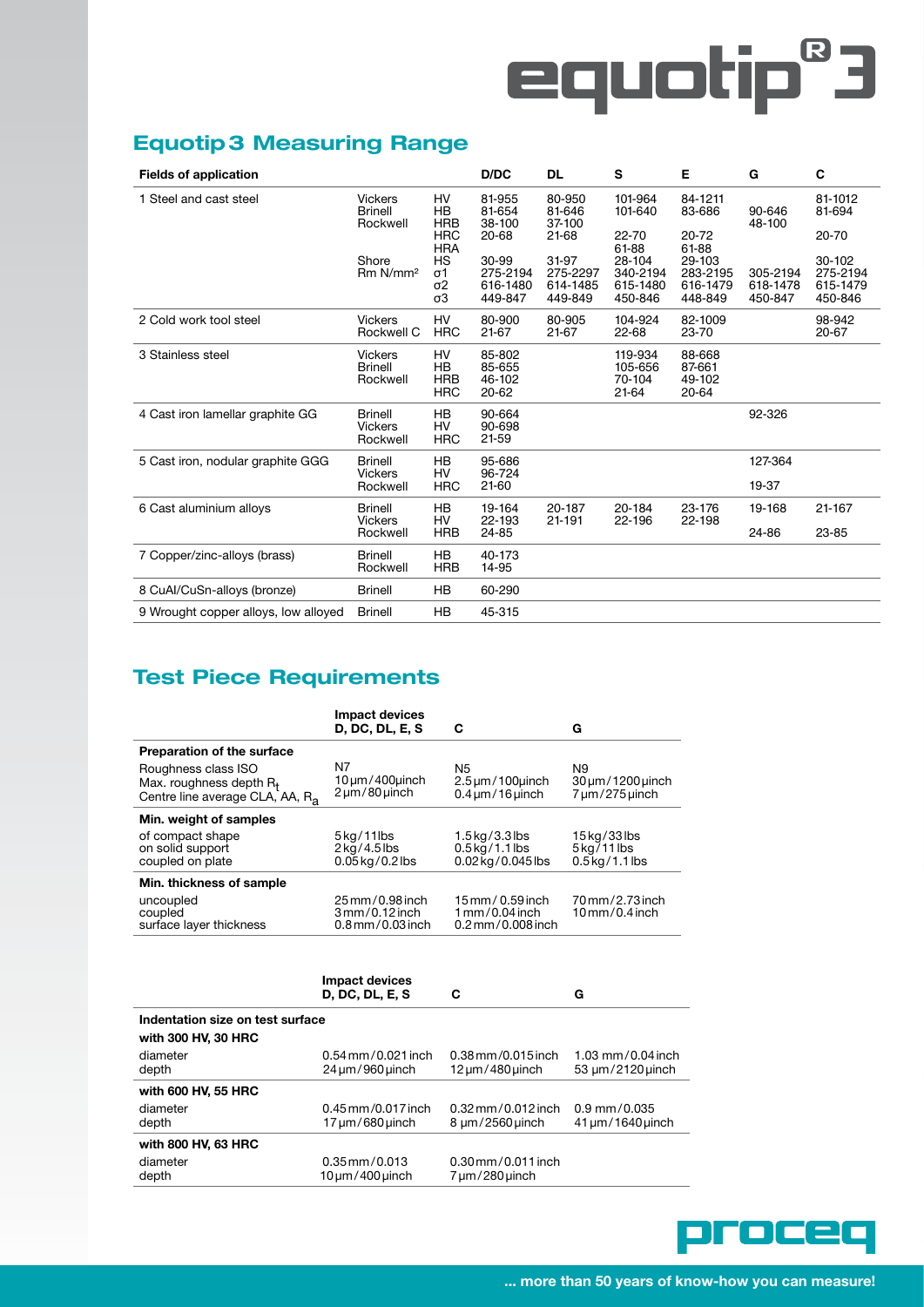## Equotip 3 Measuring Range

| Fields of application | | | D/DC | DL | S | E | G | C |
|---|---|---|---|---|---|---|---|---|
| 1 Steel and cast steel | Vickers | HV | 81-955 | 80-950 | 101-964 | 84-1211 | | 81-1012 |
| | Brinell | HB | 81-654 | 81-646 | 101-640 | 83-686 | 90-646 | 81-694 |
| | Rockwell | HRB | 38-100 | 37-100 | | | 48-100 | |
| | | HRC | 20-68 | 21-68 | 22-70 | 20-72 | | 20-70 |
| | | HRA | | | 61-88 | 61-88 | | |
| | Shore | HS | 30-99 | 31-97 | 28-104 | 29-103 | | 30-102 |
| | Rm N/mm² | σ1 | 275-2194 | 275-2297 | 340-2194 | 283-2195 | 305-2194 | 275-2194 |
| | | σ2 | 616-1480 | 614-1485 | 615-1480 | 616-1479 | 618-1478 | 615-1479 |
| | | σ3 | 449-847 | 449-849 | 450-846 | 448-849 | 450-847 | 450-846 |
| 2 Cold work tool steel | Vickers | HV | 80-900 | 80-905 | 104-924 | 82-1009 | | 98-942 |
| | Rockwell C | HRC | 21-67 | 21-67 | 22-68 | 23-70 | | 20-67 |
| 3 Stainless steel | Vickers | HV | 85-802 | | 119-934 | 88-668 | | |
| | Brinell | HB | 85-655 | | 105-656 | 87-661 | | |
| | Rockwell | HRB | 46-102 | | 70-104 | 49-102 | | |
| | | HRC | 20-62 | | 21-64 | 20-64 | | |
| 4 Cast iron lamellar graphite GG | Brinell | HB | 90-664 | | | | 92-326 | |
| | Vickers | HV | 90-698 | | | | | |
| | Rockwell | HRC | 21-59 | | | | | |
| 5 Cast iron, nodular graphite GGG | Brinell | HB | 95-686 | | | | 127-364 | |
| | Vickers | HV | 96-724 | | | | | |
| | Rockwell | HRC | 21-60 | | | | 19-37 | |
| 6 Cast aluminium alloys | Brinell | HB | 19-164 | 20-187 | 20-184 | 23-176 | 19-168 | 21-167 |
| | Vickers | HV | 22-193 | 21-191 | 22-196 | 22-198 | | |
| | Rockwell | HRB | 24-85 | | | | 24-86 | 23-85 |
| 7 Copper/zinc-alloys (brass) | Brinell | HB | 40-173 | | | | | |
| | Rockwell | HRB | 14-95 | | | | | |
| 8 CuAl/CuSn-alloys (bronze) | Brinell | HB | 60-290 | | | | | |
| 9 Wrought copper alloys, low alloyed | Brinell | HB | 45-315 | | | | | |

## Test Piece Requirements

| | Impact devices D, DC, DL, E, S | C | G |
|---|---|---|---|
| **Preparation of the surface** | | | |
| Roughness class ISO | N7 | N5 | N9 |
| Max. roughness depth $R_t$ | 10 µm/400 µinch | 2.5 µm/100 µinch | 30 µm/1200 µinch |
| Centre line average CLA, AA, $R_a$ | 2 µm/80 µinch | 0.4 µm/16 µinch | 7 µm/275 µinch |
| **Min. weight of samples** | | | |
| of compact shape | 5 kg/11 lbs | 1.5 kg/3.3 lbs | 15 kg/33 lbs |
| on solid support | 2 kg/4.5 lbs | 0.5 kg/1.1 lbs | 5 kg/11 lbs |
| coupled on plate | 0.05 kg/0.2 lbs | 0.02 kg/0.045 lbs | 0.5 kg/1.1 lbs |
| **Min. thickness of sample** | | | |
| uncoupled | 25 mm/0.98 inch | 15 mm/0.59 inch | 70 mm/2.73 inch |
| coupled | 3 mm/0.12 inch | 1 mm/0.04 inch | 10 mm/0.4 inch |
| surface layer thickness | 0.8 mm/0.03 inch | 0.2 mm/0.008 inch | |

| | Impact devices D, DC, DL, E, S | C | G |
|---|---|---|---|
| **Indentation size on test surface** | | | |
| **with 300 HV, 30 HRC** | | | |
| diameter | 0.54 mm/0.021 inch | 0.38 mm/0.015 inch | 1.03 mm/0.04 inch |
| depth | 24 µm/960 µinch | 12 µm/480 µinch | 53 µm/2120 µinch |
| **with 600 HV, 55 HRC** | | | |
| diameter | 0.45 mm/0.017 inch | 0.32 mm/0.012 inch | 0.9 mm/0.035 |
| depth | 17 µm/680 µinch | 8 µm/2560 µinch | 41 µm/1640 µinch |
| **with 800 HV, 63 HRC** | | | |
| diameter | 0.35 mm/0.013 | 0.30 mm/0.011 inch | |
| depth | 10 µm/400 µinch | 7 µm/280 µinch | |

... more than 50 years of know-how you can measure!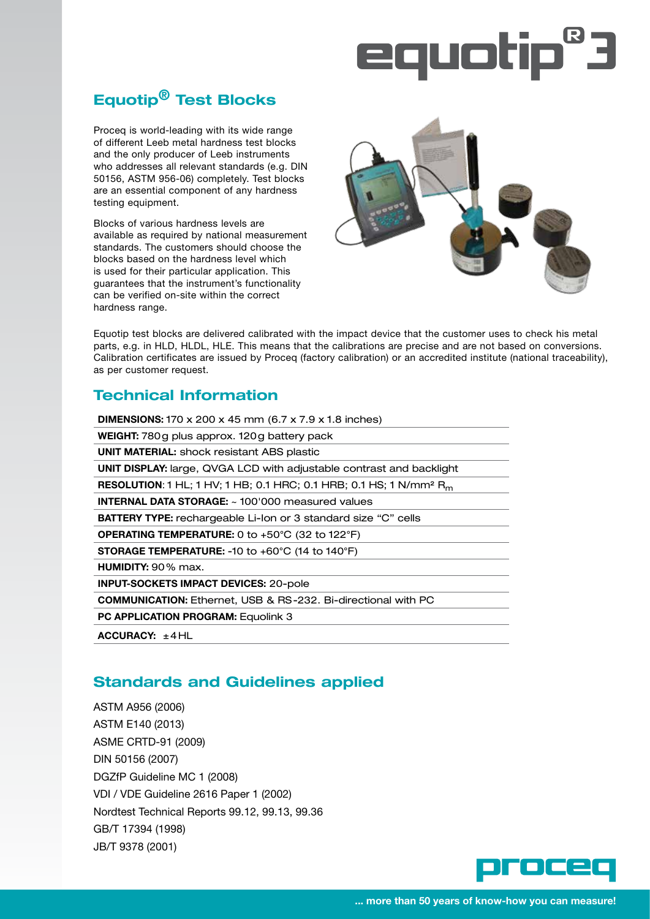# Equotip® Test Blocks

Proceq is world-leading with its wide range of different Leeb metal hardness test blocks and the only producer of Leeb instruments who addresses all relevant standards (e.g. DIN 50156, ASTM 956-06) completely. Test blocks are an essential component of any hardness testing equipment.

Blocks of various hardness levels are available as required by national measurement standards. The customers should choose the blocks based on the hardness level which is used for their particular application. This guarantees that the instrument's functionality can be verified on-site within the correct hardness range.

Equotip test blocks are delivered calibrated with the impact device that the customer uses to check his metal parts, e.g. in HLD, HLDL, HLE. This means that the calibrations are precise and are not based on conversions. Calibration certificates are issued by Proceq (factory calibration) or an accredited institute (national traceability), as per customer request.

## Technical Information

**DIMENSIONS:** 170 x 200 x 45 mm (6.7 x 7.9 x 1.8 inches)

**WEIGHT:** 780 g plus approx. 120 g battery pack

**UNIT MATERIAL:** shock resistant ABS plastic

**UNIT DISPLAY:** large, QVGA LCD with adjustable contrast and backlight

**RESOLUTION:** 1 HL; 1 HV; 1 HB; 0.1 HRC; 0.1 HRB; 0.1 HS; 1 N/mm² $R_m$

**INTERNAL DATA STORAGE:** ~ 100'000 measured values

**BATTERY TYPE:** rechargeable Li-Ion or 3 standard size "C" cells

**OPERATING TEMPERATURE:** 0 to +50°C (32 to 122°F)

**STORAGE TEMPERATURE:** -10 to +60°C (14 to 140°F)

**HUMIDITY:** 90 % max.

**INPUT-SOCKETS IMPACT DEVICES:** 20-pole

**COMMUNICATION:** Ethernet, USB & RS-232. Bi-directional with PC

**PC APPLICATION PROGRAM:** Equolink 3

**ACCURACY:** ± 4 HL

## Standards and Guidelines applied

ASTM A956 (2006)
ASTM E140 (2013)
ASME CRTD-91 (2009)
DIN 50156 (2007)
DGZfP Guideline MC 1 (2008)
VDI / VDE Guideline 2616 Paper 1 (2002)
Nordtest Technical Reports 99.12, 99.13, 99.36
GB/T 17394 (1998)
JB/T 9378 (2001)

... more than 50 years of know-how you can measure!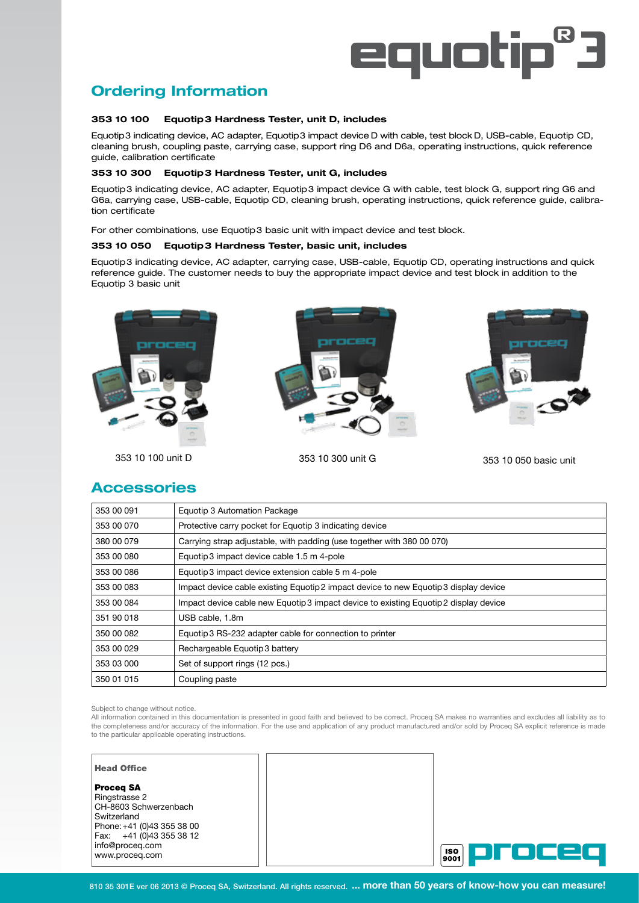# Ordering Information

**353 10 100 Equotip3 Hardness Tester, unit D, includes**

Equotip3 indicating device, AC adapter, Equotip3 impact device D with cable, test block D, USB-cable, Equotip CD, cleaning brush, coupling paste, carrying case, support ring D6 and D6a, operating instructions, quick reference guide, calibration certificate

**353 10 300 Equotip3 Hardness Tester, unit G, includes**

Equotip3 indicating device, AC adapter, Equotip3 impact device G with cable, test block G, support ring G6 and G6a, carrying case, USB-cable, Equotip CD, cleaning brush, operating instructions, quick reference guide, calibration certificate

For other combinations, use Equotip3 basic unit with impact device and test block.

**353 10 050 Equotip3 Hardness Tester, basic unit, includes**

Equotip3 indicating device, AC adapter, carrying case, USB-cable, Equotip CD, operating instructions and quick reference guide. The customer needs to buy the appropriate impact device and test block in addition to the Equotip 3 basic unit

353 10 100 unit D

353 10 300 unit G

353 10 050 basic unit

# Accessories

| | |
|---|---|
| 353 00 091 | Equotip 3 Automation Package |
| 353 00 070 | Protective carry pocket for Equotip 3 indicating device |
| 380 00 079 | Carrying strap adjustable, with padding (use together with 380 00 070) |
| 353 00 080 | Equotip3 impact device cable 1.5 m 4-pole |
| 353 00 086 | Equotip3 impact device extension cable 5 m 4-pole |
| 353 00 083 | Impact device cable existing Equotip2 impact device to new Equotip3 display device |
| 353 00 084 | Impact device cable new Equotip3 impact device to existing Equotip2 display device |
| 351 90 018 | USB cable, 1.8m |
| 350 00 082 | Equotip3 RS-232 adapter cable for connection to printer |
| 353 00 029 | Rechargeable Equotip3 battery |
| 353 03 000 | Set of support rings (12 pcs.) |
| 350 01 015 | Coupling paste |

Subject to change without notice.
All information contained in this documentation is presented in good faith and believed to be correct. Proceq SA makes no warranties and excludes all liability as to the completeness and/or accuracy of the information. For the use and application of any product manufactured and/or sold by Proceq SA explicit reference is made to the particular applicable operating instructions.

**Head Office**

**Proceq SA**
Ringstrasse 2
CH-8603 Schwerzenbach
Switzerland
Phone: +41 (0)43 355 38 00
Fax: +41 (0)43 355 38 12
info@proceq.com
www.proceq.com

810 35 301E ver 06 2013 © Proceq SA, Switzerland. All rights reserved. **... more than 50 years of know-how you can measure!**